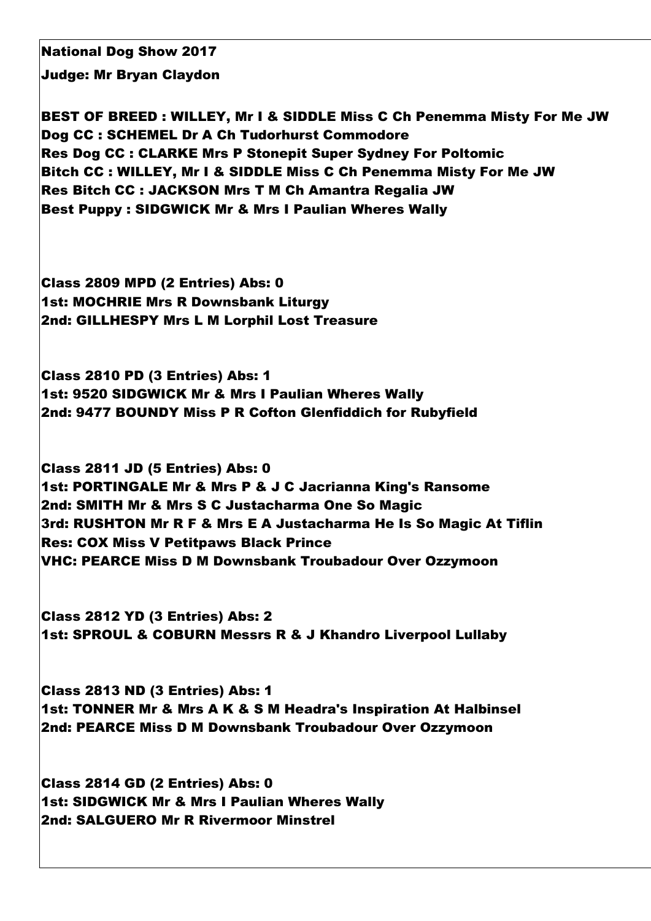**National Dog Show 2017**

**Judge: Mr Bryan Claydon**

**BEST OF BREED : WILLEY, Mr I & SIDDLE Miss C Ch Penemma Misty For Me JW**
**Dog CC : SCHEMEL Dr A Ch Tudorhurst Commodore**
**Res Dog CC : CLARKE Mrs P Stonepit Super Sydney For Poltomic**
**Bitch CC : WILLEY, Mr I & SIDDLE Miss C Ch Penemma Misty For Me JW**
**Res Bitch CC : JACKSON Mrs T M Ch Amantra Regalia JW**
**Best Puppy : SIDGWICK Mr & Mrs I Paulian Wheres Wally**

**Class 2809 MPD (2 Entries) Abs: 0**
**1st: MOCHRIE Mrs R Downsbank Liturgy**
**2nd: GILLHESPY Mrs L M Lorphil Lost Treasure**

**Class 2810 PD (3 Entries) Abs: 1**
**1st: 9520 SIDGWICK Mr & Mrs I Paulian Wheres Wally**
**2nd: 9477 BOUNDY Miss P R Cofton Glenfiddich for Rubyfield**

**Class 2811 JD (5 Entries) Abs: 0**
**1st: PORTINGALE Mr & Mrs P & J C Jacrianna King's Ransome**
**2nd: SMITH Mr & Mrs S C Justacharma One So Magic**
**3rd: RUSHTON Mr R F & Mrs E A Justacharma He Is So Magic At Tiflin**
**Res: COX Miss V Petitpaws Black Prince**
**VHC: PEARCE Miss D M Downsbank Troubadour Over Ozzymoon**

**Class 2812 YD (3 Entries) Abs: 2**
**1st: SPROUL & COBURN Messrs R & J Khandro Liverpool Lullaby**

**Class 2813 ND (3 Entries) Abs: 1**
**1st: TONNER Mr & Mrs A K & S M Headra's Inspiration At Halbinsel**
**2nd: PEARCE Miss D M Downsbank Troubadour Over Ozzymoon**

**Class 2814 GD (2 Entries) Abs: 0**
**1st: SIDGWICK Mr & Mrs I Paulian Wheres Wally**
**2nd: SALGUERO Mr R Rivermoor Minstrel**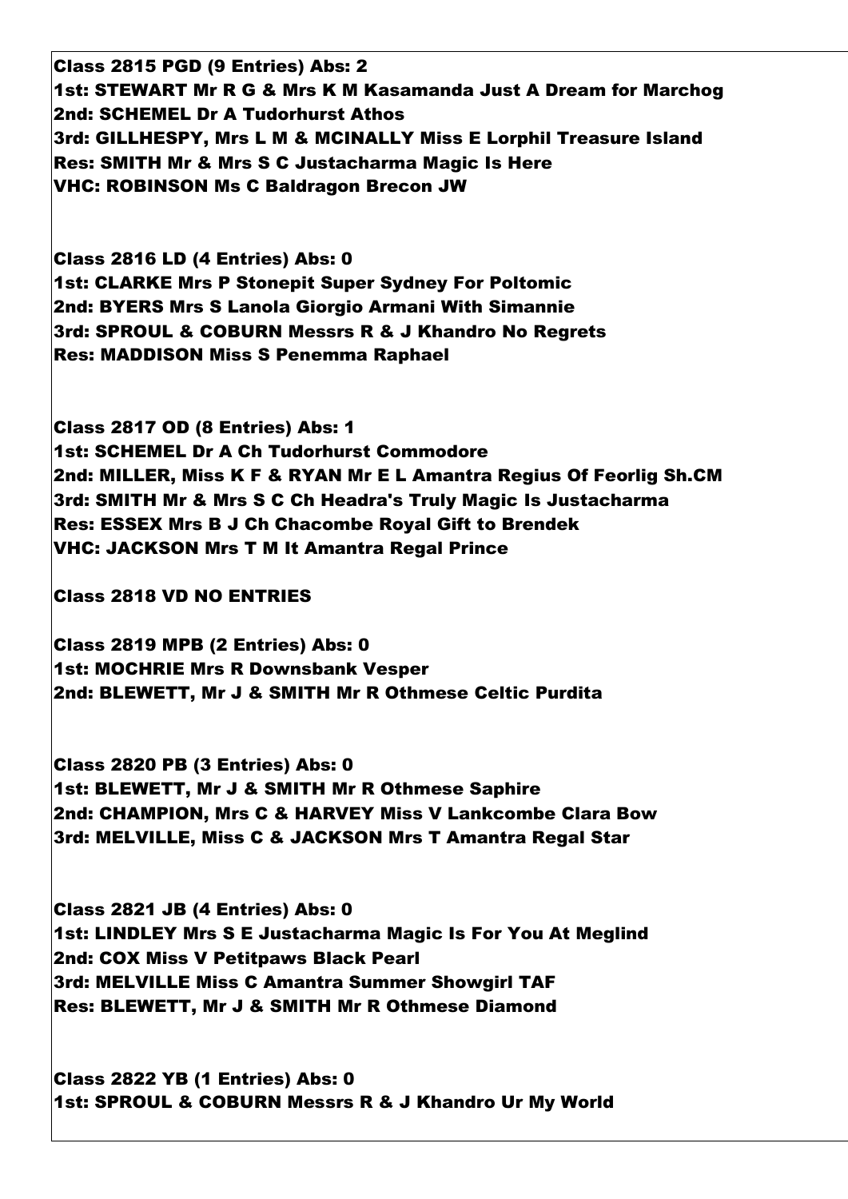**Class 2815 PGD (9 Entries) Abs: 2**
**1st: STEWART Mr R G & Mrs K M Kasamanda Just A Dream for Marchog**
**2nd: SCHEMEL Dr A Tudorhurst Athos**
**3rd: GILLHESPY, Mrs L M & MCINALLY Miss E Lorphil Treasure Island**
**Res: SMITH Mr & Mrs S C Justacharma Magic Is Here**
**VHC: ROBINSON Ms C Baldragon Brecon JW**

**Class 2816 LD (4 Entries) Abs: 0**
**1st: CLARKE Mrs P Stonepit Super Sydney For Poltomic**
**2nd: BYERS Mrs S Lanola Giorgio Armani With Simannie**
**3rd: SPROUL & COBURN Messrs R & J Khandro No Regrets**
**Res: MADDISON Miss S Penemma Raphael**

**Class 2817 OD (8 Entries) Abs: 1**
**1st: SCHEMEL Dr A Ch Tudorhurst Commodore**
**2nd: MILLER, Miss K F & RYAN Mr E L Amantra Regius Of Feorlig Sh.CM**
**3rd: SMITH Mr & Mrs S C Ch Headra's Truly Magic Is Justacharma**
**Res: ESSEX Mrs B J Ch Chacombe Royal Gift to Brendek**
**VHC: JACKSON Mrs T M It Amantra Regal Prince**

**Class 2818 VD NO ENTRIES**

**Class 2819 MPB (2 Entries) Abs: 0**
**1st: MOCHRIE Mrs R Downsbank Vesper**
**2nd: BLEWETT, Mr J & SMITH Mr R Othmese Celtic Purdita**

**Class 2820 PB (3 Entries) Abs: 0**
**1st: BLEWETT, Mr J & SMITH Mr R Othmese Saphire**
**2nd: CHAMPION, Mrs C & HARVEY Miss V Lankcombe Clara Bow**
**3rd: MELVILLE, Miss C & JACKSON Mrs T Amantra Regal Star**

**Class 2821 JB (4 Entries) Abs: 0**
**1st: LINDLEY Mrs S E Justacharma Magic Is For You At Meglind**
**2nd: COX Miss V Petitpaws Black Pearl**
**3rd: MELVILLE Miss C Amantra Summer Showgirl TAF**
**Res: BLEWETT, Mr J & SMITH Mr R Othmese Diamond**

**Class 2822 YB (1 Entries) Abs: 0**
**1st: SPROUL & COBURN Messrs R & J Khandro Ur My World**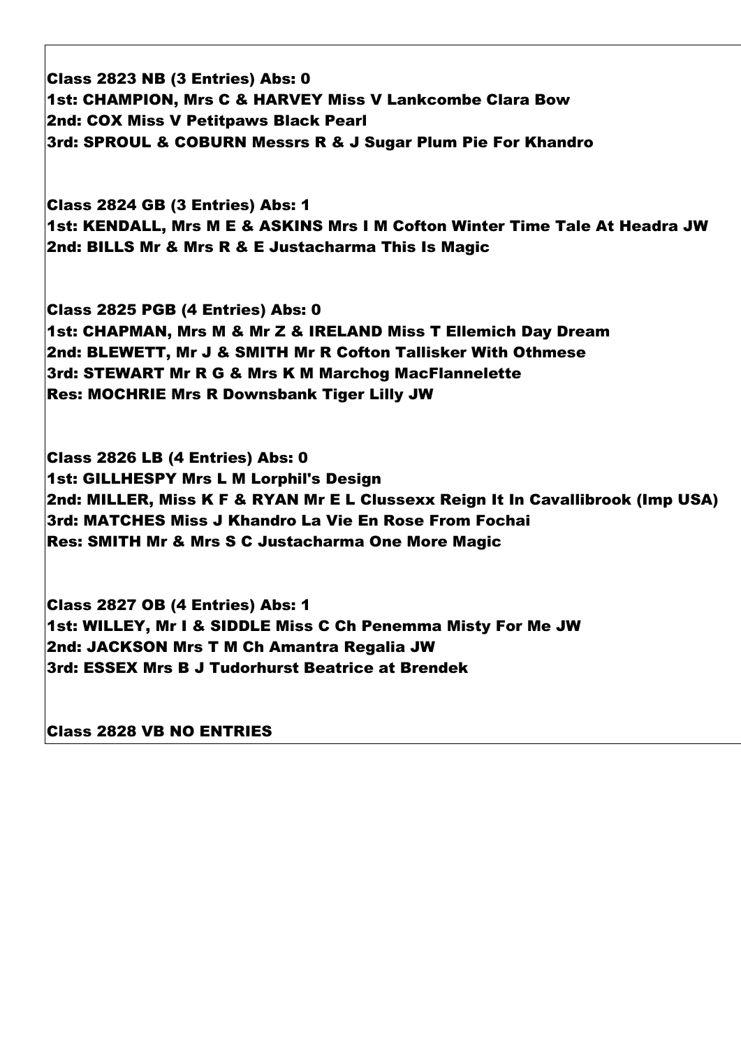**Class 2823 NB (3 Entries) Abs: 0**
**1st: CHAMPION, Mrs C & HARVEY Miss V Lankcombe Clara Bow**
**2nd: COX Miss V Petitpaws Black Pearl**
**3rd: SPROUL & COBURN Messrs R & J Sugar Plum Pie For Khandro**

**Class 2824 GB (3 Entries) Abs: 1**
**1st: KENDALL, Mrs M E & ASKINS Mrs I M Cofton Winter Time Tale At Headra JW**
**2nd: BILLS Mr & Mrs R & E Justacharma This Is Magic**

**Class 2825 PGB (4 Entries) Abs: 0**
**1st: CHAPMAN, Mrs M & Mr Z & IRELAND Miss T Ellemich Day Dream**
**2nd: BLEWETT, Mr J & SMITH Mr R Cofton Tallisker With Othmese**
**3rd: STEWART Mr R G & Mrs K M Marchog MacFlannelette**
**Res: MOCHRIE Mrs R Downsbank Tiger Lilly JW**

**Class 2826 LB (4 Entries) Abs: 0**
**1st: GILLHESPY Mrs L M Lorphil's Design**
**2nd: MILLER, Miss K F & RYAN Mr E L Clussexx Reign It In Cavallibrook (Imp USA)**
**3rd: MATCHES Miss J Khandro La Vie En Rose From Fochai**
**Res: SMITH Mr & Mrs S C Justacharma One More Magic**

**Class 2827 OB (4 Entries) Abs: 1**
**1st: WILLEY, Mr I & SIDDLE Miss C Ch Penemma Misty For Me JW**
**2nd: JACKSON Mrs T M Ch Amantra Regalia JW**
**3rd: ESSEX Mrs B J Tudorhurst Beatrice at Brendek**

**Class 2828 VB NO ENTRIES**